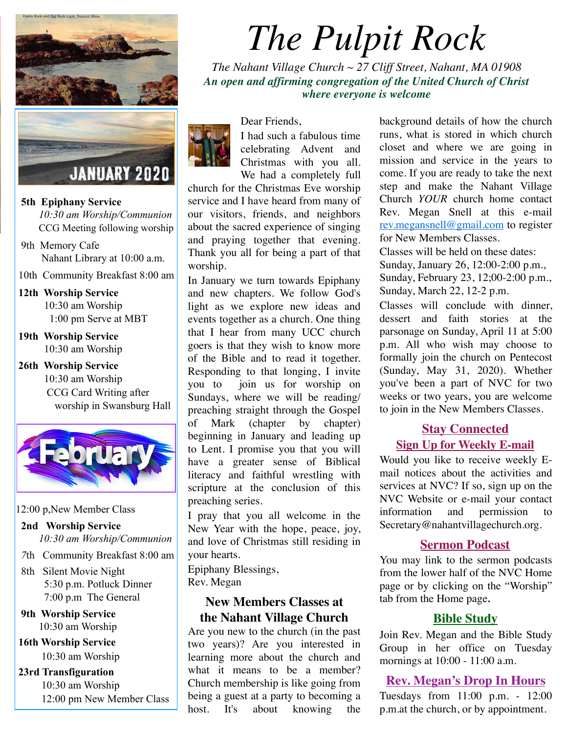# The Pulpit Rock

*The Nahant Village Church ~ 27 Cliff Street, Nahant, MA 01908*

***An open and affirming congregation of the United Church of Christ where everyone is welcome***

Castle Rock and Egg Rock Light, Nahant, Mass.

## JANUARY 2020

**5th Epiphany Service**
*10:30 am Worship/Communion*
CCG Meeting following worship

9th Memory Cafe
Nahant Library at 10:00 a.m.

10th Community Breakfast 8:00 am

**12th Worship Service**
10:30 am Worship
1:00 pm Serve at MBT

**19th Worship Service**
10:30 am Worship

**26th Worship Service**
10:30 am Worship
CCG Card Writing after worship in Swansburg Hall

## February

12:00 p,New Member Class

**2nd Worship Service**
*10:30 am Worship/Communion*

7th Community Breakfast 8:00 am

8th Silent Movie Night
5:30 p.m. Potluck Dinner
7:00 p.m The General

**9th Worship Service**
10:30 am Worship

**16th Worship Service**
10:30 am Worship

**23rd Transfiguration**
10:30 am Worship
12:00 pm New Member Class

Dear Friends,

I had such a fabulous time celebrating Advent and Christmas with you all. We had a completely full church for the Christmas Eve worship service and I have heard from many of our visitors, friends, and neighbors about the sacred experience of singing and praying together that evening. Thank you all for being a part of that worship.

In January we turn towards Epiphany and new chapters. We follow God's light as we explore new ideas and events together as a church. One thing that I hear from many UCC church goers is that they wish to know more of the Bible and to read it together. Responding to that longing, I invite you to join us for worship on Sundays, where we will be reading/ preaching straight through the Gospel of Mark (chapter by chapter) beginning in January and leading up to Lent. I promise you that you will have a greater sense of Biblical literacy and faithful wrestling with scripture at the conclusion of this preaching series.

I pray that you all welcome in the New Year with the hope, peace, joy, and love of Christmas still residing in your hearts.

Epiphany Blessings,
Rev. Megan

### New Members Classes at the Nahant Village Church

Are you new to the church (in the past two years)? Are you interested in learning more about the church and what it means to be a member? Church membership is like going from being a guest at a party to becoming a host. It's about knowing the background details of how the church runs, what is stored in which church closet and where we are going in mission and service in the years to come. If you are ready to take the next step and make the Nahant Village Church *YOUR* church home contact Rev. Megan Snell at this e-mail rev.megansnell@gmail.com to register for New Members Classes.

Classes will be held on these dates:
Sunday, January 26, 12:00-2:00 p.m.,
Sunday, February 23, 12;00-2:00 p.m.,
Sunday, March 22, 12-2 p.m.

Classes will conclude with dinner, dessert and faith stories at the parsonage on Sunday, April 11 at 5:00 p.m. All who wish may choose to formally join the church on Pentecost (Sunday, May 31, 2020). Whether you've been a part of NVC for two weeks or two years, you are welcome to join in the New Members Classes.

### Stay Connected
### Sign Up for Weekly E-mail

Would you like to receive weekly E-mail notices about the activities and services at NVC? If so, sign up on the NVC Website or e-mail your contact information and permission to Secretary@nahantvillagechurch.org.

### Sermon Podcast

You may link to the sermon podcasts from the lower half of the NVC Home page or by clicking on the "Worship" tab from the Home page.

### Bible Study

Join Rev. Megan and the Bible Study Group in her office on Tuesday mornings at 10:00 - 11:00 a.m.

### Rev. Megan's Drop In Hours

Tuesdays from 11:00 p.m. - 12:00 p.m.at the church, or by appointment.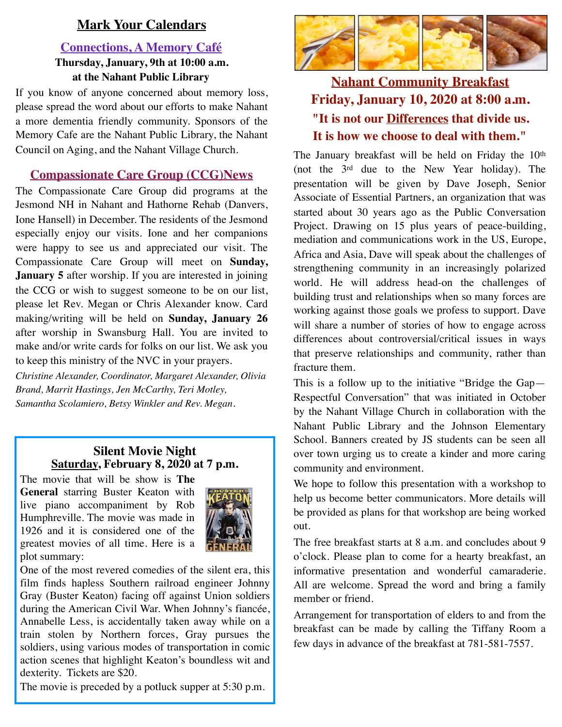## Mark Your Calendars

### Connections, A Memory Café

**Thursday, January, 9th at 10:00 a.m.**
**at the Nahant Public Library**

If you know of anyone concerned about memory loss, please spread the word about our efforts to make Nahant a more dementia friendly community. Sponsors of the Memory Cafe are the Nahant Public Library, the Nahant Council on Aging, and the Nahant Village Church.

### Compassionate Care Group (CCG)News

The Compassionate Care Group did programs at the Jesmond NH in Nahant and Hathorne Rehab (Danvers, Ione Hansell) in December. The residents of the Jesmond especially enjoy our visits. Ione and her companions were happy to see us and appreciated our visit. The Compassionate Care Group will meet on **Sunday, January 5** after worship. If you are interested in joining the CCG or wish to suggest someone to be on our list, please let Rev. Megan or Chris Alexander know. Card making/writing will be held on **Sunday, January 26** after worship in Swansburg Hall. You are invited to make and/or write cards for folks on our list. We ask you to keep this ministry of the NVC in your prayers.

*Christine Alexander, Coordinator, Margaret Alexander, Olivia Brand, Marrit Hastings, Jen McCarthy, Teri Motley, Samantha Scolamiero, Betsy Winkler and Rev. Megan.*

### Silent Movie Night

**Saturday, February 8, 2020 at 7 p.m.**

The movie that will be show is **The General** starring Buster Keaton with live piano accompaniment by Rob Humphreville. The movie was made in 1926 and it is considered one of the greatest movies of all time. Here is a plot summary:

One of the most revered comedies of the silent era, this film finds hapless Southern railroad engineer Johnny Gray (Buster Keaton) facing off against Union soldiers during the American Civil War. When Johnny's fiancée, Annabelle Less, is accidentally taken away while on a train stolen by Northern forces, Gray pursues the soldiers, using various modes of transportation in comic action scenes that highlight Keaton's boundless wit and dexterity. Tickets are $20.

The movie is preceded by a potluck supper at 5:30 p.m.

## Nahant Community Breakfast

**Friday, January 10, 2020 at 8:00 a.m.**

**"It is not our Differences that divide us. It is how we choose to deal with them."**

The January breakfast will be held on Friday the 10th (not the 3rd due to the New Year holiday). The presentation will be given by Dave Joseph, Senior Associate of Essential Partners, an organization that was started about 30 years ago as the Public Conversation Project. Drawing on 15 plus years of peace-building, mediation and communications work in the US, Europe, Africa and Asia, Dave will speak about the challenges of strengthening community in an increasingly polarized world. He will address head-on the challenges of building trust and relationships when so many forces are working against those goals we profess to support. Dave will share a number of stories of how to engage across differences about controversial/critical issues in ways that preserve relationships and community, rather than fracture them.

This is a follow up to the initiative "Bridge the Gap—Respectful Conversation" that was initiated in October by the Nahant Village Church in collaboration with the Nahant Public Library and the Johnson Elementary School. Banners created by JS students can be seen all over town urging us to create a kinder and more caring community and environment.

We hope to follow this presentation with a workshop to help us become better communicators. More details will be provided as plans for that workshop are being worked out.

The free breakfast starts at 8 a.m. and concludes about 9 o'clock. Please plan to come for a hearty breakfast, an informative presentation and wonderful camaraderie. All are welcome. Spread the word and bring a family member or friend.

Arrangement for transportation of elders to and from the breakfast can be made by calling the Tiffany Room a few days in advance of the breakfast at 781-581-7557.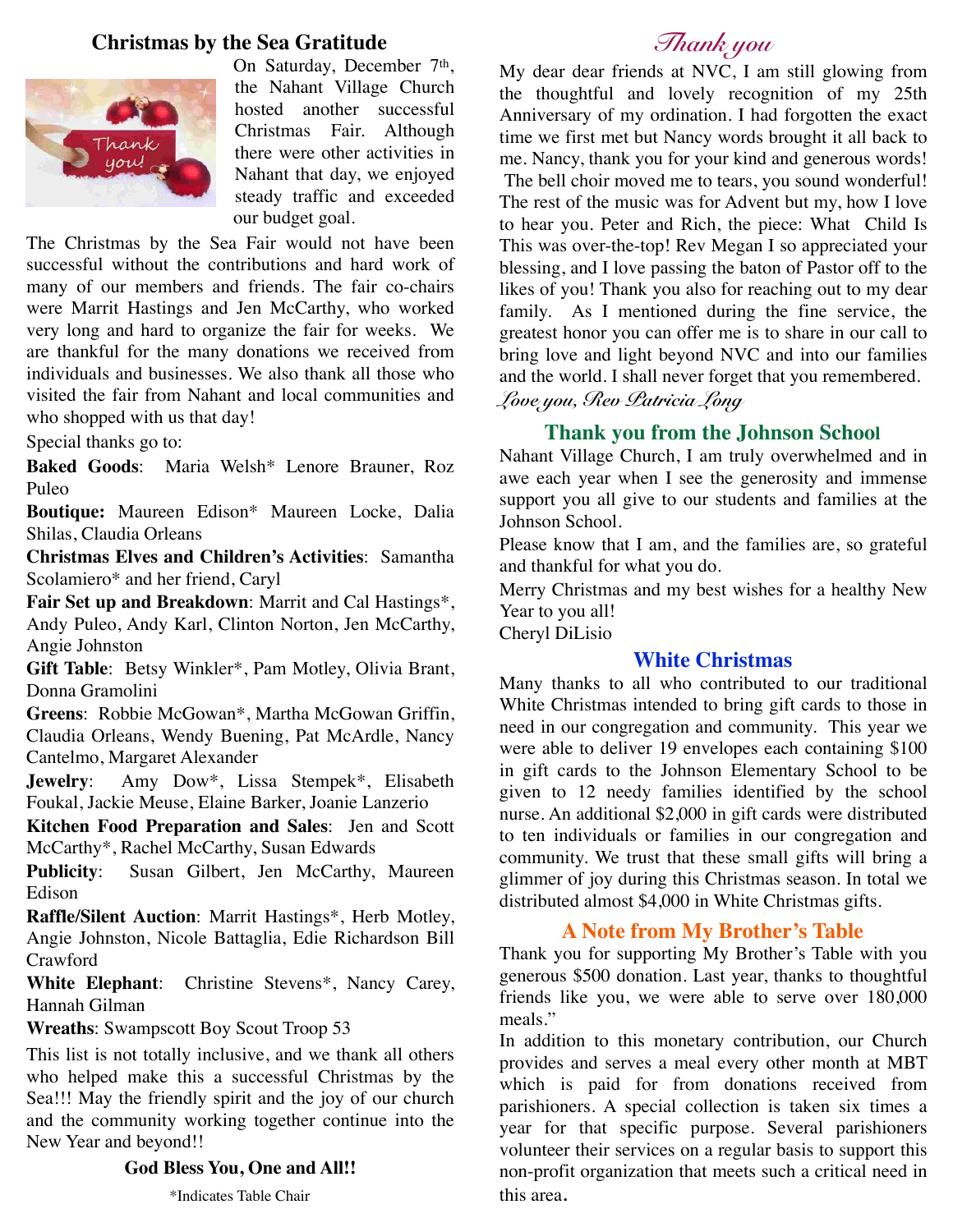## Christmas by the Sea Gratitude

On Saturday, December 7th, the Nahant Village Church hosted another successful Christmas Fair. Although there were other activities in Nahant that day, we enjoyed steady traffic and exceeded our budget goal.

The Christmas by the Sea Fair would not have been successful without the contributions and hard work of many of our members and friends. The fair co-chairs were Marrit Hastings and Jen McCarthy, who worked very long and hard to organize the fair for weeks. We are thankful for the many donations we received from individuals and businesses. We also thank all those who visited the fair from Nahant and local communities and who shopped with us that day!

Special thanks go to:

**Baked Goods**: Maria Welsh* Lenore Brauner, Roz Puleo

**Boutique:** Maureen Edison* Maureen Locke, Dalia Shilas, Claudia Orleans

**Christmas Elves and Children's Activities**: Samantha Scolamiero* and her friend, Caryl

**Fair Set up and Breakdown**: Marrit and Cal Hastings*, Andy Puleo, Andy Karl, Clinton Norton, Jen McCarthy, Angie Johnston

**Gift Table**: Betsy Winkler*, Pam Motley, Olivia Brant, Donna Gramolini

**Greens**: Robbie McGowan*, Martha McGowan Griffin, Claudia Orleans, Wendy Buening, Pat McArdle, Nancy Cantelmo, Margaret Alexander

**Jewelry**: Amy Dow*, Lissa Stempek*, Elisabeth Foukal, Jackie Meuse, Elaine Barker, Joanie Lanzerio

**Kitchen Food Preparation and Sales**: Jen and Scott McCarthy*, Rachel McCarthy, Susan Edwards

**Publicity**: Susan Gilbert, Jen McCarthy, Maureen Edison

**Raffle/Silent Auction**: Marrit Hastings*, Herb Motley, Angie Johnston, Nicole Battaglia, Edie Richardson Bill Crawford

**White Elephant**: Christine Stevens*, Nancy Carey, Hannah Gilman

**Wreaths**: Swampscott Boy Scout Troop 53

This list is not totally inclusive, and we thank all others who helped make this a successful Christmas by the Sea!!! May the friendly spirit and the joy of our church and the community working together continue into the New Year and beyond!!

**God Bless You, One and All!!**

*Indicates Table Chair

## *Thank you*

My dear dear friends at NVC, I am still glowing from the thoughtful and lovely recognition of my 25th Anniversary of my ordination. I had forgotten the exact time we first met but Nancy words brought it all back to me. Nancy, thank you for your kind and generous words! The bell choir moved me to tears, you sound wonderful! The rest of the music was for Advent but my, how I love to hear you. Peter and Rich, the piece: What Child Is This was over-the-top! Rev Megan I so appreciated your blessing, and I love passing the baton of Pastor off to the likes of you! Thank you also for reaching out to my dear family. As I mentioned during the fine service, the greatest honor you can offer me is to share in our call to bring love and light beyond NVC and into our families and the world. I shall never forget that you remembered.

*Love you, Rev Patricia Long*

## Thank you from the Johnson School

Nahant Village Church, I am truly overwhelmed and in awe each year when I see the generosity and immense support you all give to our students and families at the Johnson School.

Please know that I am, and the families are, so grateful and thankful for what you do.

Merry Christmas and my best wishes for a healthy New Year to you all!

Cheryl DiLisio

## White Christmas

Many thanks to all who contributed to our traditional White Christmas intended to bring gift cards to those in need in our congregation and community. This year we were able to deliver 19 envelopes each containing $100 in gift cards to the Johnson Elementary School to be given to 12 needy families identified by the school nurse. An additional $2,000 in gift cards were distributed to ten individuals or families in our congregation and community. We trust that these small gifts will bring a glimmer of joy during this Christmas season. In total we distributed almost $4,000 in White Christmas gifts.

## A Note from My Brother's Table

Thank you for supporting My Brother's Table with you generous $500 donation. Last year, thanks to thoughtful friends like you, we were able to serve over 180,000 meals."

In addition to this monetary contribution, our Church provides and serves a meal every other month at MBT which is paid for from donations received from parishioners. A special collection is taken six times a year for that specific purpose. Several parishioners volunteer their services on a regular basis to support this non-profit organization that meets such a critical need in this area.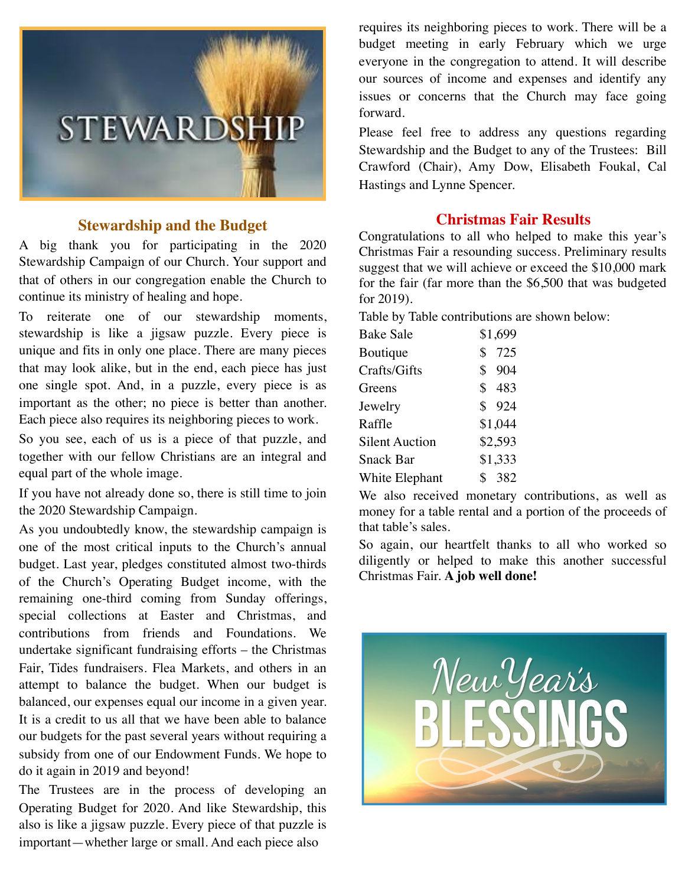## Stewardship and the Budget

A big thank you for participating in the 2020 Stewardship Campaign of our Church. Your support and that of others in our congregation enable the Church to continue its ministry of healing and hope.

To reiterate one of our stewardship moments, stewardship is like a jigsaw puzzle. Every piece is unique and fits in only one place. There are many pieces that may look alike, but in the end, each piece has just one single spot. And, in a puzzle, every piece is as important as the other; no piece is better than another. Each piece also requires its neighboring pieces to work.

So you see, each of us is a piece of that puzzle, and together with our fellow Christians are an integral and equal part of the whole image.

If you have not already done so, there is still time to join the 2020 Stewardship Campaign.

As you undoubtedly know, the stewardship campaign is one of the most critical inputs to the Church's annual budget. Last year, pledges constituted almost two-thirds of the Church's Operating Budget income, with the remaining one-third coming from Sunday offerings, special collections at Easter and Christmas, and contributions from friends and Foundations. We undertake significant fundraising efforts – the Christmas Fair, Tides fundraisers. Flea Markets, and others in an attempt to balance the budget. When our budget is balanced, our expenses equal our income in a given year. It is a credit to us all that we have been able to balance our budgets for the past several years without requiring a subsidy from one of our Endowment Funds. We hope to do it again in 2019 and beyond!

The Trustees are in the process of developing an Operating Budget for 2020. And like Stewardship, this also is like a jigsaw puzzle. Every piece of that puzzle is important—whether large or small. And each piece also requires its neighboring pieces to work. There will be a budget meeting in early February which we urge everyone in the congregation to attend. It will describe our sources of income and expenses and identify any issues or concerns that the Church may face going forward.

Please feel free to address any questions regarding Stewardship and the Budget to any of the Trustees: Bill Crawford (Chair), Amy Dow, Elisabeth Foukal, Cal Hastings and Lynne Spencer.

## Christmas Fair Results

Congratulations to all who helped to make this year's Christmas Fair a resounding success. Preliminary results suggest that we will achieve or exceed the $10,000 mark for the fair (far more than the $6,500 that was budgeted for 2019).

Table by Table contributions are shown below:

| | |
|---|---|
| Bake Sale | $1,699 |
| Boutique | $ 725 |
| Crafts/Gifts | $ 904 |
| Greens | $ 483 |
| Jewelry | $ 924 |
| Raffle | $1,044 |
| Silent Auction | $2,593 |
| Snack Bar | $1,333 |
| White Elephant | $ 382 |

We also received monetary contributions, as well as money for a table rental and a portion of the proceeds of that table's sales.

So again, our heartfelt thanks to all who worked so diligently or helped to make this another successful Christmas Fair. **A job well done!**